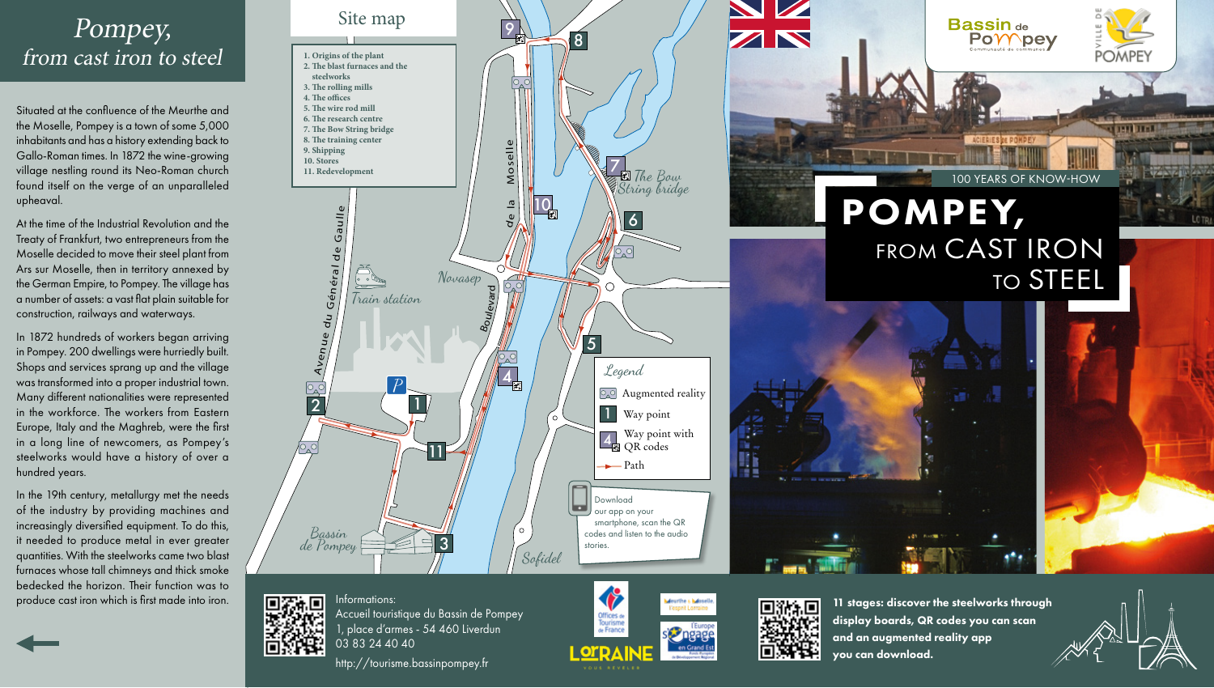# Pompey, from cast iron to steel

Situated at the confluence of the Meurthe and the Moselle, Pompey is a town of some 5,000 inhabitants and has a history extending back to Gallo-Roman times. In 1872 the wine-growing village nestling round its Neo-Roman church found itself on the verge of an unparalleled upheaval.

At the time of the Industrial Revolution and the Treaty of Frankfurt, two entrepreneurs from the Moselle decided to move their steel plant from Ars sur Moselle, then in territory annexed by the German Empire, to Pompey. The village has a number of assets: a vast flat plain suitable for construction, railways and waterways.

In 1872 hundreds of workers began arriving in Pompey. 200 dwellings were hurriedly built. Shops and services sprang up and the village was transformed into a proper industrial town. Many different nationalities were represented in the workforce. The workers from Eastern Europe, Italy and the Maghreb, were the first in a long line of newcomers, as Pompey's steelworks would have a history of over a hundred years.

In the 19th century, metallurgy met the needs of the industry by providing machines and increasingly diversified equipment. To do this, it needed to produce metal in ever greater quantities. With the steelworks came two blast furnaces whose tall chimneys and thick smoke bedecked the horizon. Their function was to produce cast iron which is first made into iron.

## Site map

1. Origins of the plant
2. The blast furnaces and the steelworks
3. The rolling mills
4. The offices
5. The wire rod mill
6. The research centre
7. The Bow String bridge
8. The training center
9. Shipping
10. Stores
11. Redevelopment

Avenue du Général de Gaulle · Train station · Novasep · Boulevard de la Moselle · The Bow String bridge · Bassin de Pompey · Sofidel

**Legend**

- Augmented reality
- Way point
- Way point with QR codes
- Path

Download our app on your smartphone, scan the QR codes and listen to the audio stories.

Informations:
Accueil touristique du Bassin de Pompey
1, place d'armes - 54 460 Liverdun
03 83 24 40 40
http://tourisme.bassinpompey.fr

**11 stages: discover the steelworks through display boards, QR codes you can scan and an augmented reality app you can download.**

Bassin de Pompey — Communauté de communes · Ville de Pompey

100 YEARS OF KNOW-HOW

# POMPEY, FROM CAST IRON TO STEEL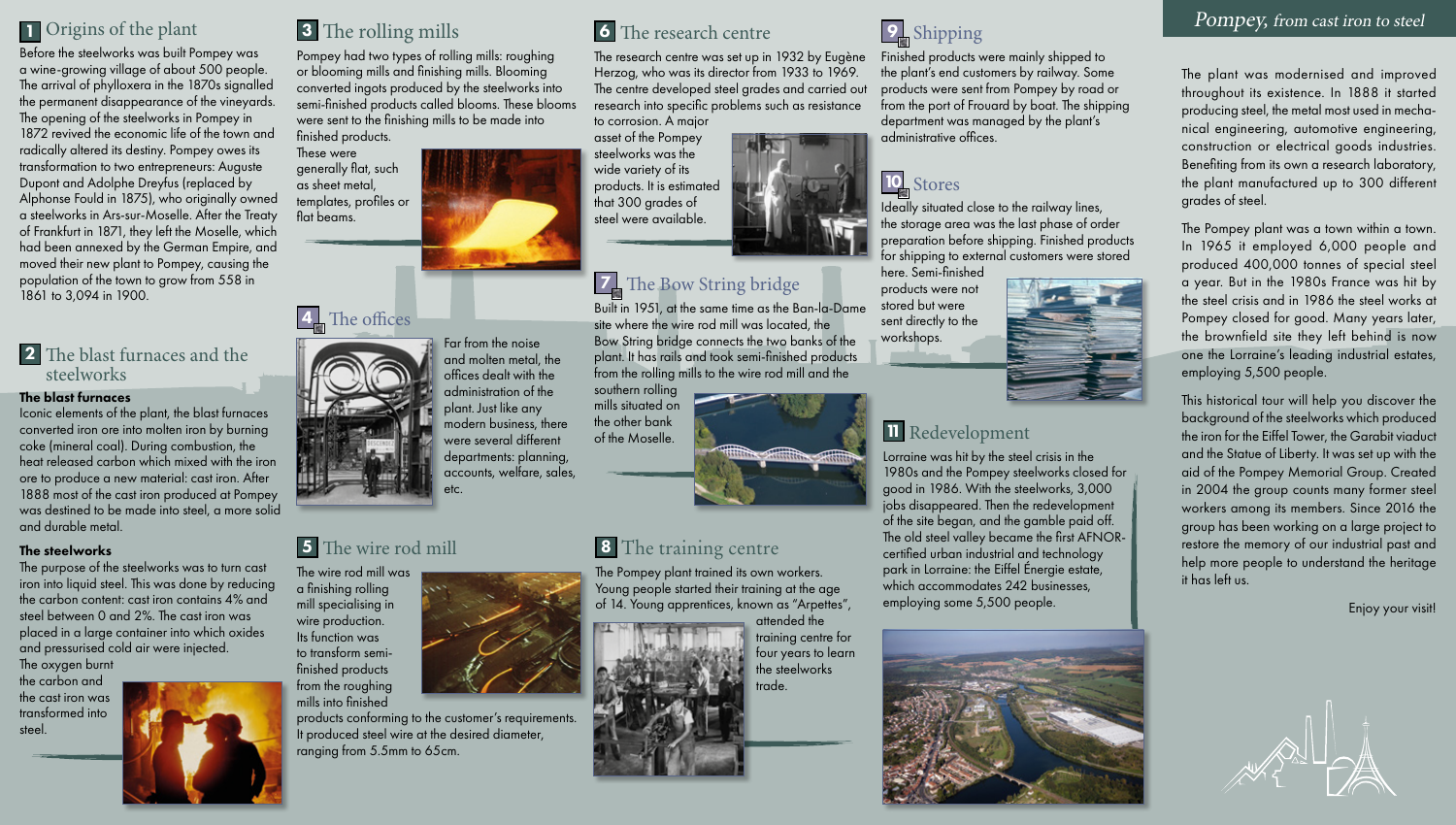## 1 Origins of the plant

Before the steelworks was built Pompey was a wine-growing village of about 500 people. The arrival of phylloxera in the 1870s signalled the permanent disappearance of the vineyards. The opening of the steelworks in Pompey in 1872 revived the economic life of the town and radically altered its destiny. Pompey owes its transformation to two entrepreneurs: Auguste Dupont and Adolphe Dreyfus (replaced by Alphonse Fould in 1875), who originally owned a steelworks in Ars-sur-Moselle. After the Treaty of Frankfurt in 1871, they left the Moselle, which had been annexed by the German Empire, and moved their new plant to Pompey, causing the population of the town to grow from 558 in 1861 to 3,094 in 1900.

## 2 The blast furnaces and the steelworks

**The blast furnaces**

Iconic elements of the plant, the blast furnaces converted iron ore into molten iron by burning coke (mineral coal). During combustion, the heat released carbon which mixed with the iron ore to produce a new material: cast iron. After 1888 most of the cast iron produced at Pompey was destined to be made into steel, a more solid and durable metal.

**The steelworks**

The purpose of the steelworks was to turn cast iron into liquid steel. This was done by reducing the carbon content: cast iron contains 4% and steel between 0 and 2%. The cast iron was placed in a large container into which oxides and pressurised cold air were injected. The oxygen burnt the carbon and the cast iron was transformed into steel.

## 3 The rolling mills

Pompey had two types of rolling mills: roughing or blooming mills and finishing mills. Blooming converted ingots produced by the steelworks into semi-finished products called blooms. These blooms were sent to the finishing mills to be made into finished products. These were generally flat, such as sheet metal, templates, profiles or flat beams.

## 4 The offices

Far from the noise and molten metal, the offices dealt with the administration of the plant. Just like any modern business, there were several different departments: planning, accounts, welfare, sales, etc.

## 5 The wire rod mill

The wire rod mill was a finishing rolling mill specialising in wire production. Its function was to transform semi-finished products from the roughing mills into finished products conforming to the customer's requirements. It produced steel wire at the desired diameter, ranging from 5.5mm to 65cm.

## 6 The research centre

The research centre was set up in 1932 by Eugène Herzog, who was its director from 1933 to 1969. The centre developed steel grades and carried out research into specific problems such as resistance to corrosion. A major asset of the Pompey steelworks was the wide variety of its products. It is estimated that 300 grades of steel were available.

## 7 The Bow String bridge

Built in 1951, at the same time as the Ban-la-Dame site where the wire rod mill was located, the Bow String bridge connects the two banks of the plant. It has rails and took semi-finished products from the rolling mills to the wire rod mill and the southern rolling mills situated on the other bank of the Moselle.

## 8 The training centre

The Pompey plant trained its own workers. Young people started their training at the age of 14. Young apprentices, known as "Arpettes", attended the training centre for four years to learn the steelworks trade.

## 9 Shipping

Finished products were mainly shipped to the plant's end customers by railway. Some products were sent from Pompey by road or from the port of Frouard by boat. The shipping department was managed by the plant's administrative offices.

## 10 Stores

Ideally situated close to the railway lines, the storage area was the last phase of order preparation before shipping. Finished products for shipping to external customers were stored here. Semi-finished products were not stored but were sent directly to the workshops.

## 11 Redevelopment

Lorraine was hit by the steel crisis in the 1980s and the Pompey steelworks closed for good in 1986. With the steelworks, 3,000 jobs disappeared. Then the redevelopment of the site began, and the gamble paid off. The old steel valley became the first AFNOR-certified urban industrial and technology park in Lorraine: the Eiffel Énergie estate, which accommodates 242 businesses, employing some 5,500 people.

# *Pompey, from cast iron to steel*

The plant was modernised and improved throughout its existence. In 1888 it started producing steel, the metal most used in mechanical engineering, automotive engineering, construction or electrical goods industries. Benefiting from its own a research laboratory, the plant manufactured up to 300 different grades of steel.

The Pompey plant was a town within a town. In 1965 it employed 6,000 people and produced 400,000 tonnes of special steel a year. But in the 1980s France was hit by the steel crisis and in 1986 the steel works at Pompey closed for good. Many years later, the brownfield site they left behind is now one the Lorraine's leading industrial estates, employing 5,500 people.

This historical tour will help you discover the background of the steelworks which produced the iron for the Eiffel Tower, the Garabit viaduct and the Statue of Liberty. It was set up with the aid of the Pompey Memorial Group. Created in 2004 the group counts many former steel workers among its members. Since 2016 the group has been working on a large project to restore the memory of our industrial past and help more people to understand the heritage it has left us.

Enjoy your visit!